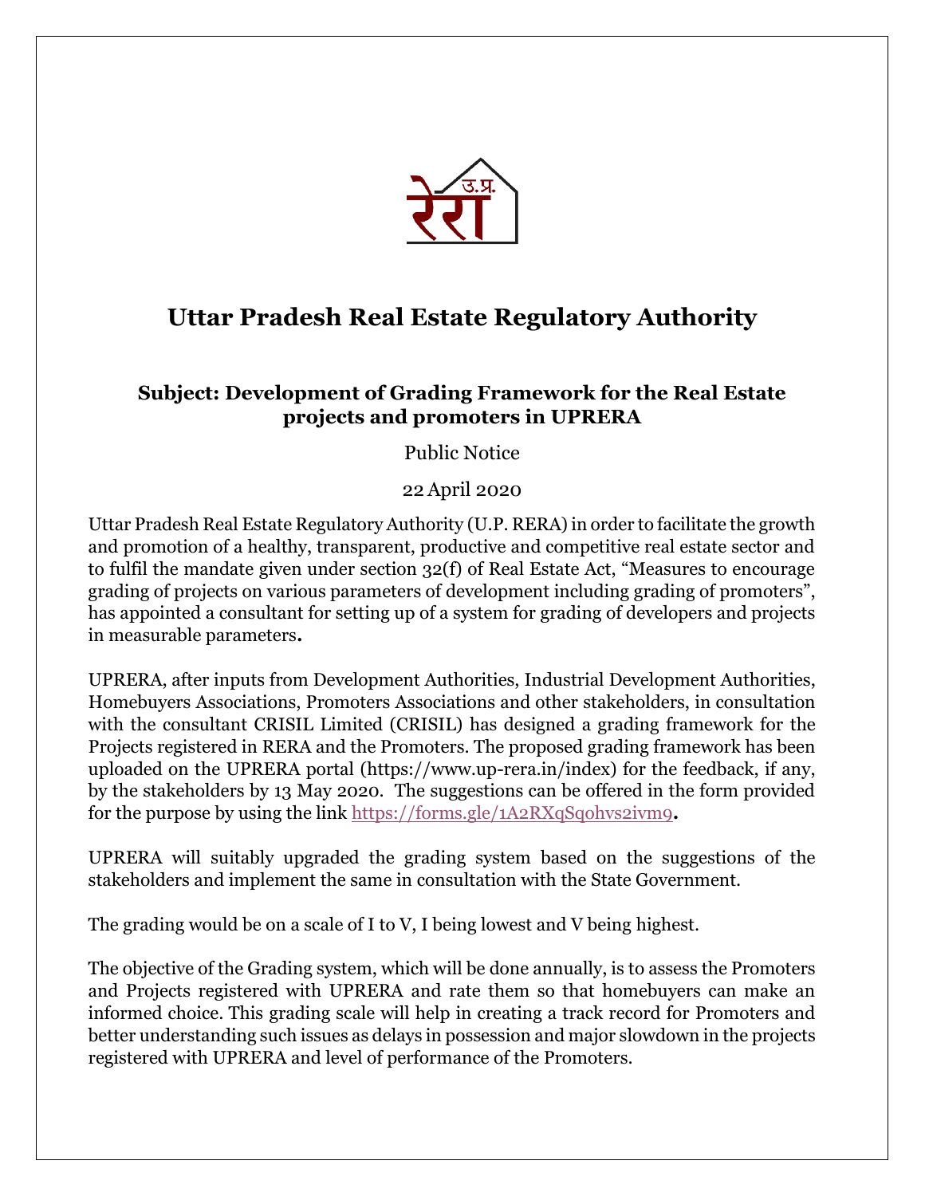# Uttar Pradesh Real Estate Regulatory Authority

## Subject: Development of Grading Framework for the Real Estate projects and promoters in UPRERA

Public Notice

22 April 2020

Uttar Pradesh Real Estate Regulatory Authority (U.P. RERA) in order to facilitate the growth and promotion of a healthy, transparent, productive and competitive real estate sector and to fulfil the mandate given under section 32(f) of Real Estate Act, "Measures to encourage grading of projects on various parameters of development including grading of promoters", has appointed a consultant for setting up of a system for grading of developers and projects in measurable parameters**.**

UPRERA, after inputs from Development Authorities, Industrial Development Authorities, Homebuyers Associations, Promoters Associations and other stakeholders, in consultation with the consultant CRISIL Limited (CRISIL) has designed a grading framework for the Projects registered in RERA and the Promoters. The proposed grading framework has been uploaded on the UPRERA portal (https://www.up-rera.in/index) for the feedback, if any, by the stakeholders by 13 May 2020. The suggestions can be offered in the form provided for the purpose by using the link https://forms.gle/1A2RXqSq0hvs2ivm9**.**

UPRERA will suitably upgraded the grading system based on the suggestions of the stakeholders and implement the same in consultation with the State Government.

The grading would be on a scale of I to V, I being lowest and V being highest.

The objective of the Grading system, which will be done annually, is to assess the Promoters and Projects registered with UPRERA and rate them so that homebuyers can make an informed choice. This grading scale will help in creating a track record for Promoters and better understanding such issues as delays in possession and major slowdown in the projects registered with UPRERA and level of performance of the Promoters.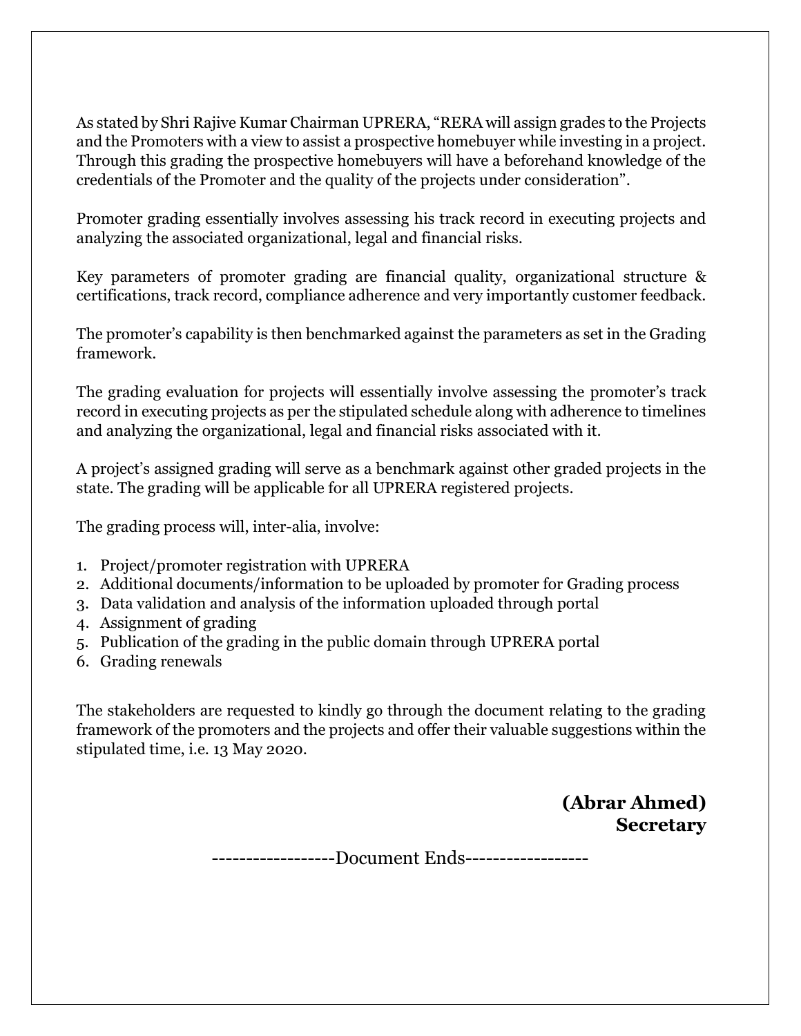As stated by Shri Rajive Kumar Chairman UPRERA, "RERA will assign grades to the Projects and the Promoters with a view to assist a prospective homebuyer while investing in a project. Through this grading the prospective homebuyers will have a beforehand knowledge of the credentials of the Promoter and the quality of the projects under consideration".

Promoter grading essentially involves assessing his track record in executing projects and analyzing the associated organizational, legal and financial risks.

Key parameters of promoter grading are financial quality, organizational structure & certifications, track record, compliance adherence and very importantly customer feedback.

The promoter's capability is then benchmarked against the parameters as set in the Grading framework.

The grading evaluation for projects will essentially involve assessing the promoter's track record in executing projects as per the stipulated schedule along with adherence to timelines and analyzing the organizational, legal and financial risks associated with it.

A project's assigned grading will serve as a benchmark against other graded projects in the state. The grading will be applicable for all UPRERA registered projects.

The grading process will, inter-alia, involve:

1. Project/promoter registration with UPRERA
2. Additional documents/information to be uploaded by promoter for Grading process
3. Data validation and analysis of the information uploaded through portal
4. Assignment of grading
5. Publication of the grading in the public domain through UPRERA portal
6. Grading renewals

The stakeholders are requested to kindly go through the document relating to the grading framework of the promoters and the projects and offer their valuable suggestions within the stipulated time, i.e. 13 May 2020.

**(Abrar Ahmed)**
**Secretary**

------------------Document Ends------------------